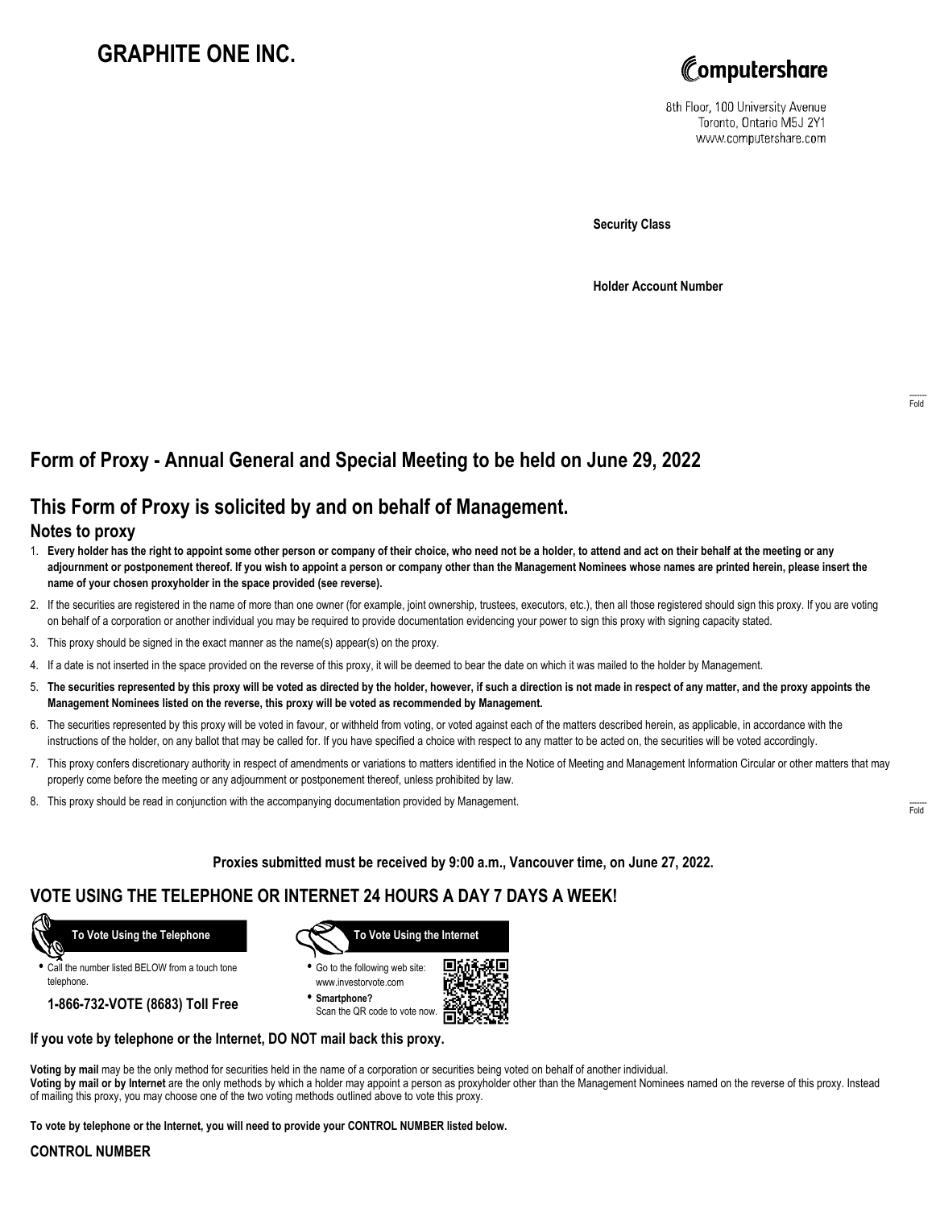# GRAPHITE ONE INC.

Computershare

8th Floor, 100 University Avenue
Toronto, Ontario M5J 2Y1
www.computershare.com

**Security Class**

**Holder Account Number**

## Form of Proxy - Annual General and Special Meeting to be held on June 29, 2022

## This Form of Proxy is solicited by and on behalf of Management.

### Notes to proxy

1. **Every holder has the right to appoint some other person or company of their choice, who need not be a holder, to attend and act on their behalf at the meeting or any adjournment or postponement thereof. If you wish to appoint a person or company other than the Management Nominees whose names are printed herein, please insert the name of your chosen proxyholder in the space provided (see reverse).**
2. If the securities are registered in the name of more than one owner (for example, joint ownership, trustees, executors, etc.), then all those registered should sign this proxy. If you are voting on behalf of a corporation or another individual you may be required to provide documentation evidencing your power to sign this proxy with signing capacity stated.
3. This proxy should be signed in the exact manner as the name(s) appear(s) on the proxy.
4. If a date is not inserted in the space provided on the reverse of this proxy, it will be deemed to bear the date on which it was mailed to the holder by Management.
5. **The securities represented by this proxy will be voted as directed by the holder, however, if such a direction is not made in respect of any matter, and the proxy appoints the Management Nominees listed on the reverse, this proxy will be voted as recommended by Management.**
6. The securities represented by this proxy will be voted in favour, or withheld from voting, or voted against each of the matters described herein, as applicable, in accordance with the instructions of the holder, on any ballot that may be called for. If you have specified a choice with respect to any matter to be acted on, the securities will be voted accordingly.
7. This proxy confers discretionary authority in respect of amendments or variations to matters identified in the Notice of Meeting and Management Information Circular or other matters that may properly come before the meeting or any adjournment or postponement thereof, unless prohibited by law.
8. This proxy should be read in conjunction with the accompanying documentation provided by Management.

**Proxies submitted must be received by 9:00 a.m., Vancouver time, on June 27, 2022.**

## VOTE USING THE TELEPHONE OR INTERNET 24 HOURS A DAY 7 DAYS A WEEK!

**To Vote Using the Telephone**

- Call the number listed BELOW from a touch tone telephone.

**1-866-732-VOTE (8683) Toll Free**

**To Vote Using the Internet**

- Go to the following web site: www.investorvote.com
- **Smartphone?** Scan the QR code to vote now.

**If you vote by telephone or the Internet, DO NOT mail back this proxy.**

**Voting by mail** may be the only method for securities held in the name of a corporation or securities being voted on behalf of another individual.
**Voting by mail or by Internet** are the only methods by which a holder may appoint a person as proxyholder other than the Management Nominees named on the reverse of this proxy. Instead of mailing this proxy, you may choose one of the two voting methods outlined above to vote this proxy.

**To vote by telephone or the Internet, you will need to provide your CONTROL NUMBER listed below.**

**CONTROL NUMBER**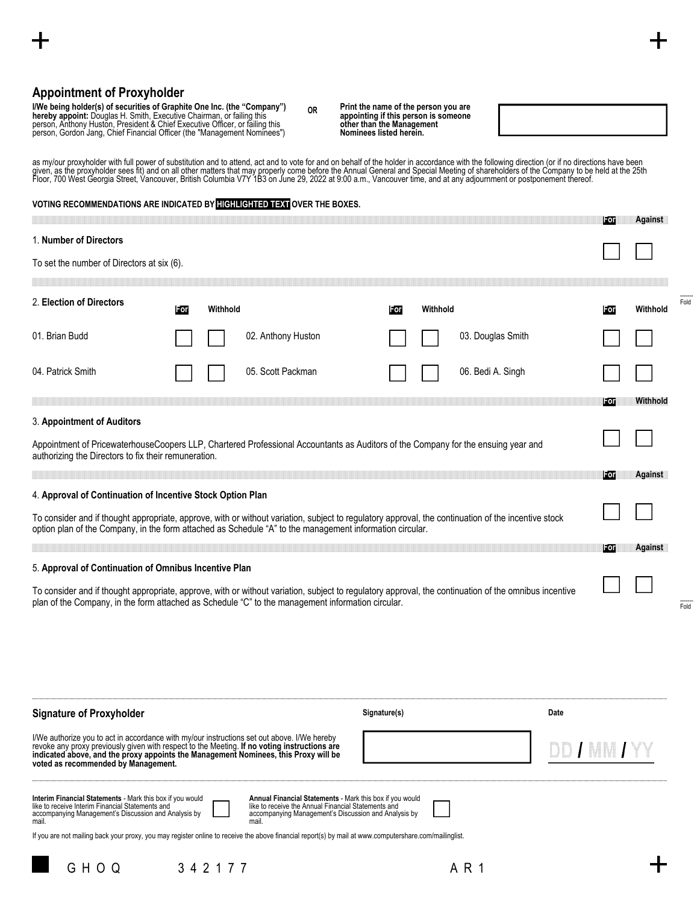## Appointment of Proxyholder

**I/We being holder(s) of securities of Graphite One Inc. (the "Company") hereby appoint:** Douglas H. Smith, Executive Chairman, or failing this person, Anthony Huston, President & Chief Executive Officer, or failing this person, Gordon Jang, Chief Financial Officer (the "Management Nominees")

**OR**

**Print the name of the person you are appointing if this person is someone other than the Management Nominees listed herein.**

as my/our proxyholder with full power of substitution and to attend, act and to vote for and on behalf of the holder in accordance with the following direction (or if no directions have been given, as the proxyholder sees fit) and on all other matters that may properly come before the Annual General and Special Meeting of shareholders of the Company to be held at the 25th Floor, 700 West Georgia Street, Vancouver, British Columbia V7Y 1B3 on June 29, 2022 at 9:00 a.m., Vancouver time, and at any adjournment or postponement thereof.

**VOTING RECOMMENDATIONS ARE INDICATED BY HIGHLIGHTED TEXT OVER THE BOXES.**

| | For | Against |
|---|---|---|
| 1. **Number of Directors**<br>To set the number of Directors at six (6). | ☐ | ☐ |

2. **Election of Directors**

| | For | Withhold | | For | Withhold | | For | Withhold |
|---|---|---|---|---|---|---|---|---|
| 01. Brian Budd | ☐ | ☐ | 02. Anthony Huston | ☐ | ☐ | 03. Douglas Smith | ☐ | ☐ |
| 04. Patrick Smith | ☐ | ☐ | 05. Scott Packman | ☐ | ☐ | 06. Bedi A. Singh | ☐ | ☐ |

| | For | Withhold |
|---|---|---|
| 3. **Appointment of Auditors**<br>Appointment of PricewaterhouseCoopers LLP, Chartered Professional Accountants as Auditors of the Company for the ensuing year and authorizing the Directors to fix their remuneration. | ☐ | ☐ |

| | For | Against |
|---|---|---|
| 4. **Approval of Continuation of Incentive Stock Option Plan**<br>To consider and if thought appropriate, approve, with or without variation, subject to regulatory approval, the continuation of the incentive stock option plan of the Company, in the form attached as Schedule "A" to the management information circular. | ☐ | ☐ |

| | For | Against |
|---|---|---|
| 5. **Approval of Continuation of Omnibus Incentive Plan**<br>To consider and if thought appropriate, approve, with or without variation, subject to regulatory approval, the continuation of the omnibus incentive plan of the Company, in the form attached as Schedule "C" to the management information circular. | ☐ | ☐ |

### Signature of Proxyholder

I/We authorize you to act in accordance with my/our instructions set out above. I/We hereby revoke any proxy previously given with respect to the Meeting. **If no voting instructions are indicated above, and the proxy appoints the Management Nominees, this Proxy will be voted as recommended by Management.**

Signature(s)

Date

DD / MM / YY

**Interim Financial Statements** - Mark this box if you would like to receive Interim Financial Statements and accompanying Management's Discussion and Analysis by mail. ☐

**Annual Financial Statements** - Mark this box if you would like to receive the Annual Financial Statements and accompanying Management's Discussion and Analysis by mail. ☐

If you are not mailing back your proxy, you may register online to receive the above financial report(s) by mail at www.computershare.com/mailinglist.

G H O Q 3 4 2 1 7 7 A R 1